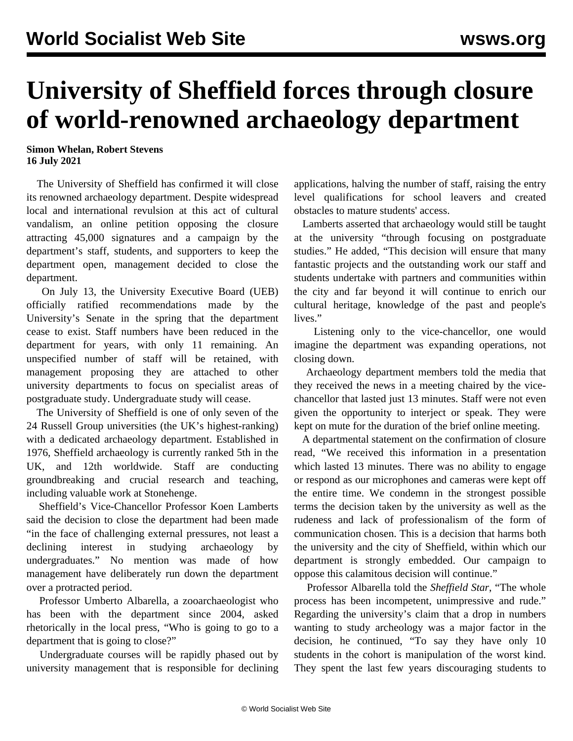# University of Sheffield forces through closure of world-renowned archaeology department

**Simon Whelan, Robert Stevens**
**16 July 2021**

The University of Sheffield has confirmed it will close its renowned archaeology department. Despite widespread local and international revulsion at this act of cultural vandalism, an online petition opposing the closure attracting 45,000 signatures and a campaign by the department's staff, students, and supporters to keep the department open, management decided to close the department.

On July 13, the University Executive Board (UEB) officially ratified recommendations made by the University's Senate in the spring that the department cease to exist. Staff numbers have been reduced in the department for years, with only 11 remaining. An unspecified number of staff will be retained, with management proposing they are attached to other university departments to focus on specialist areas of postgraduate study. Undergraduate study will cease.

The University of Sheffield is one of only seven of the 24 Russell Group universities (the UK's highest-ranking) with a dedicated archaeology department. Established in 1976, Sheffield archaeology is currently ranked 5th in the UK, and 12th worldwide. Staff are conducting groundbreaking and crucial research and teaching, including valuable work at Stonehenge.

Sheffield's Vice-Chancellor Professor Koen Lamberts said the decision to close the department had been made "in the face of challenging external pressures, not least a declining interest in studying archaeology by undergraduates." No mention was made of how management have deliberately run down the department over a protracted period.

Professor Umberto Albarella, a zooarchaeologist who has been with the department since 2004, asked rhetorically in the local press, "Who is going to go to a department that is going to close?"

Undergraduate courses will be rapidly phased out by university management that is responsible for declining applications, halving the number of staff, raising the entry level qualifications for school leavers and created obstacles to mature students' access.

Lamberts asserted that archaeology would still be taught at the university "through focusing on postgraduate studies." He added, "This decision will ensure that many fantastic projects and the outstanding work our staff and students undertake with partners and communities within the city and far beyond it will continue to enrich our cultural heritage, knowledge of the past and people's lives."

Listening only to the vice-chancellor, one would imagine the department was expanding operations, not closing down.

Archaeology department members told the media that they received the news in a meeting chaired by the vice-chancellor that lasted just 13 minutes. Staff were not even given the opportunity to interject or speak. They were kept on mute for the duration of the brief online meeting.

A departmental statement on the confirmation of closure read, "We received this information in a presentation which lasted 13 minutes. There was no ability to engage or respond as our microphones and cameras were kept off the entire time. We condemn in the strongest possible terms the decision taken by the university as well as the rudeness and lack of professionalism of the form of communication chosen. This is a decision that harms both the university and the city of Sheffield, within which our department is strongly embedded. Our campaign to oppose this calamitous decision will continue."

Professor Albarella told the *Sheffield Star*, "The whole process has been incompetent, unimpressive and rude." Regarding the university's claim that a drop in numbers wanting to study archeology was a major factor in the decision, he continued, "To say they have only 10 students in the cohort is manipulation of the worst kind. They spent the last few years discouraging students to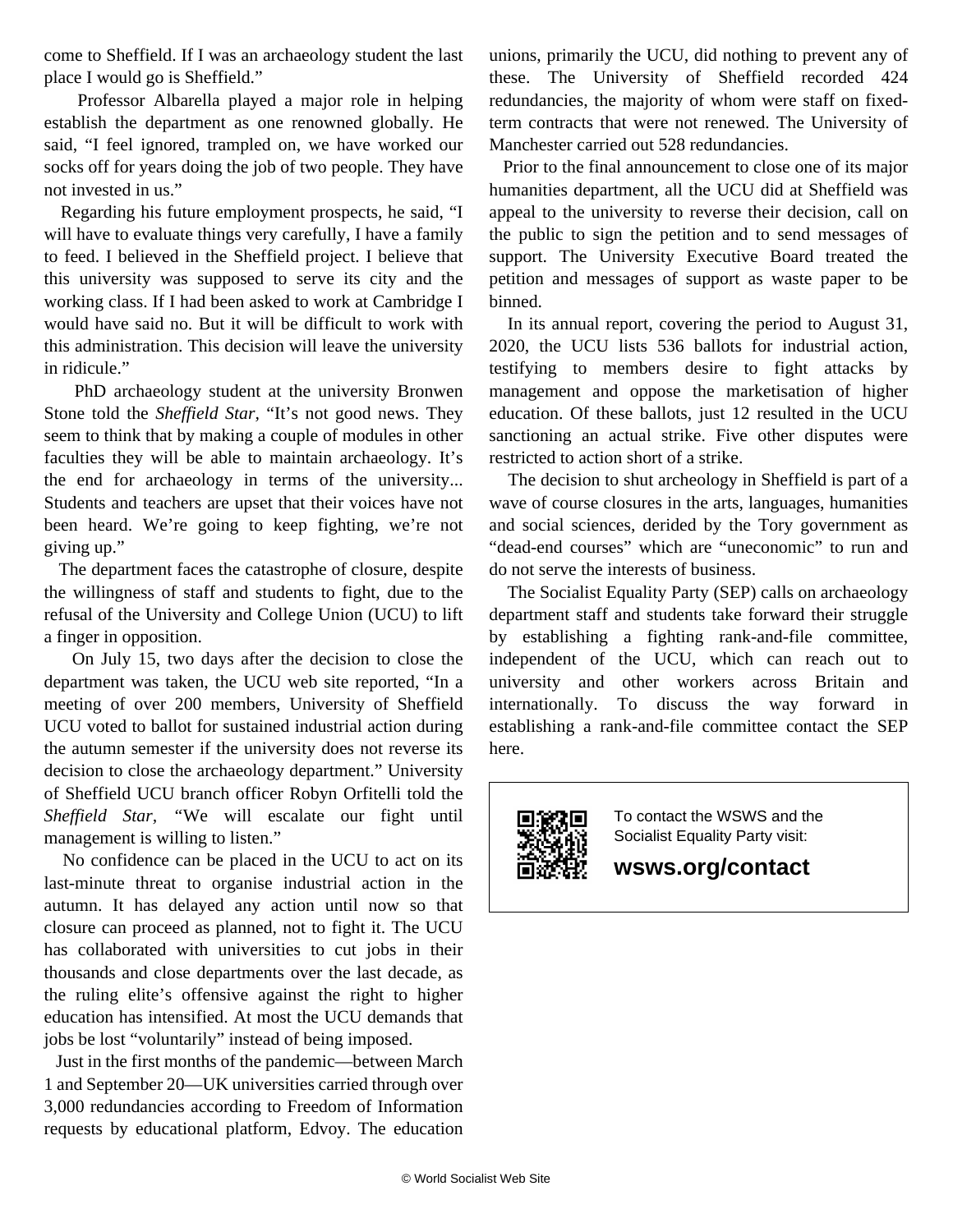come to Sheffield. If I was an archaeology student the last place I would go is Sheffield."

Professor Albarella played a major role in helping establish the department as one renowned globally. He said, "I feel ignored, trampled on, we have worked our socks off for years doing the job of two people. They have not invested in us."

Regarding his future employment prospects, he said, "I will have to evaluate things very carefully, I have a family to feed. I believed in the Sheffield project. I believe that this university was supposed to serve its city and the working class. If I had been asked to work at Cambridge I would have said no. But it will be difficult to work with this administration. This decision will leave the university in ridicule."

PhD archaeology student at the university Bronwen Stone told the *Sheffield Star,* "It's not good news. They seem to think that by making a couple of modules in other faculties they will be able to maintain archaeology. It's the end for archaeology in terms of the university... Students and teachers are upset that their voices have not been heard. We're going to keep fighting, we're not giving up."

The department faces the catastrophe of closure, despite the willingness of staff and students to fight, due to the refusal of the University and College Union (UCU) to lift a finger in opposition.

On July 15, two days after the decision to close the department was taken, the UCU web site reported, "In a meeting of over 200 members, University of Sheffield UCU voted to ballot for sustained industrial action during the autumn semester if the university does not reverse its decision to close the archaeology department." University of Sheffield UCU branch officer Robyn Orfitelli told the *Sheffield Star,* "We will escalate our fight until management is willing to listen."

No confidence can be placed in the UCU to act on its last-minute threat to organise industrial action in the autumn. It has delayed any action until now so that closure can proceed as planned, not to fight it. The UCU has collaborated with universities to cut jobs in their thousands and close departments over the last decade, as the ruling elite's offensive against the right to higher education has intensified. At most the UCU demands that jobs be lost "voluntarily" instead of being imposed.

Just in the first months of the pandemic—between March 1 and September 20—UK universities carried through over 3,000 redundancies according to Freedom of Information requests by educational platform, Edvoy. The education unions, primarily the UCU, did nothing to prevent any of these. The University of Sheffield recorded 424 redundancies, the majority of whom were staff on fixed-term contracts that were not renewed. The University of Manchester carried out 528 redundancies.

Prior to the final announcement to close one of its major humanities department, all the UCU did at Sheffield was appeal to the university to reverse their decision, call on the public to sign the petition and to send messages of support. The University Executive Board treated the petition and messages of support as waste paper to be binned.

In its annual report, covering the period to August 31, 2020, the UCU lists 536 ballots for industrial action, testifying to members desire to fight attacks by management and oppose the marketisation of higher education. Of these ballots, just 12 resulted in the UCU sanctioning an actual strike. Five other disputes were restricted to action short of a strike.

The decision to shut archeology in Sheffield is part of a wave of course closures in the arts, languages, humanities and social sciences, derided by the Tory government as "dead-end courses" which are "uneconomic" to run and do not serve the interests of business.

The Socialist Equality Party (SEP) calls on archaeology department staff and students take forward their struggle by establishing a fighting rank-and-file committee, independent of the UCU, which can reach out to university and other workers across Britain and internationally. To discuss the way forward in establishing a rank-and-file committee contact the SEP here.

To contact the WSWS and the Socialist Equality Party visit:

**wsws.org/contact**